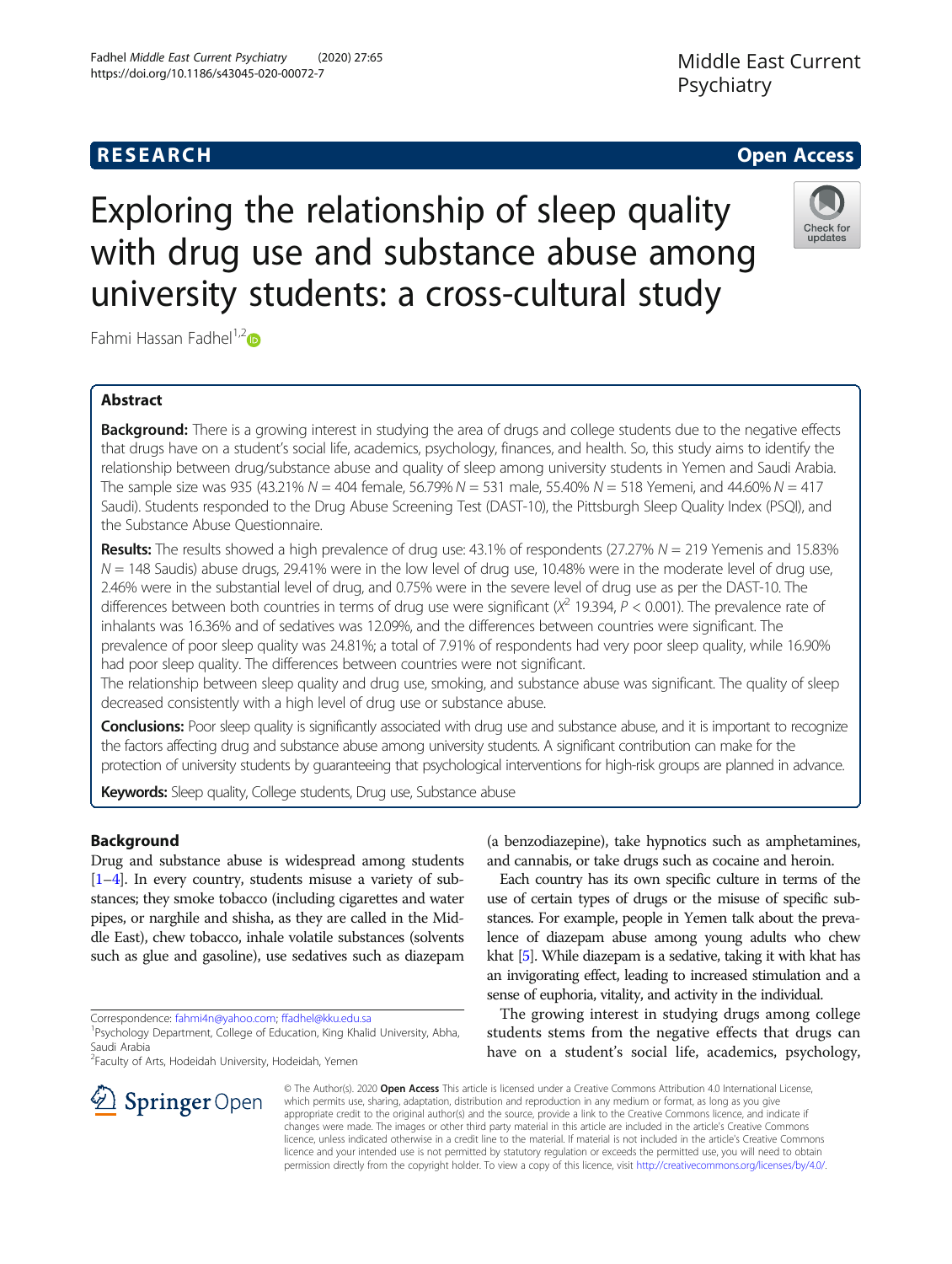RESEARCH

Open Access

# Exploring the relationship of sleep quality with drug use and substance abuse among university students: a cross-cultural study

Fahmi Hassan Fadhel[1,2]

## Abstract

**Background:** There is a growing interest in studying the area of drugs and college students due to the negative effects that drugs have on a student's social life, academics, psychology, finances, and health. So, this study aims to identify the relationship between drug/substance abuse and quality of sleep among university students in Yemen and Saudi Arabia. The sample size was 935 (43.21% *N* = 404 female, 56.79% *N* = 531 male, 55.40% *N* = 518 Yemeni, and 44.60% *N* = 417 Saudi). Students responded to the Drug Abuse Screening Test (DAST-10), the Pittsburgh Sleep Quality Index (PSQI), and the Substance Abuse Questionnaire.

**Results:** The results showed a high prevalence of drug use: 43.1% of respondents (27.27% *N* = 219 Yemenis and 15.83% *N* = 148 Saudis) abuse drugs, 29.41% were in the low level of drug use, 10.48% were in the moderate level of drug use, 2.46% were in the substantial level of drug, and 0.75% were in the severe level of drug use as per the DAST-10. The differences between both countries in terms of drug use were significant ($X^2$ 19.394, $P < 0.001$). The prevalence rate of inhalants was 16.36% and of sedatives was 12.09%, and the differences between countries were significant. The prevalence of poor sleep quality was 24.81%; a total of 7.91% of respondents had very poor sleep quality, while 16.90% had poor sleep quality. The differences between countries were not significant.

The relationship between sleep quality and drug use, smoking, and substance abuse was significant. The quality of sleep decreased consistently with a high level of drug use or substance abuse.

**Conclusions:** Poor sleep quality is significantly associated with drug use and substance abuse, and it is important to recognize the factors affecting drug and substance abuse among university students. A significant contribution can make for the protection of university students by guaranteeing that psychological interventions for high-risk groups are planned in advance.

**Keywords:** Sleep quality, College students, Drug use, Substance abuse

## Background

Drug and substance abuse is widespread among students [1–4]. In every country, students misuse a variety of substances; they smoke tobacco (including cigarettes and water pipes, or narghile and shisha, as they are called in the Middle East), chew tobacco, inhale volatile substances (solvents such as glue and gasoline), use sedatives such as diazepam (a benzodiazepine), take hypnotics such as amphetamines, and cannabis, or take drugs such as cocaine and heroin.

Each country has its own specific culture in terms of the use of certain types of drugs or the misuse of specific substances. For example, people in Yemen talk about the prevalence of diazepam abuse among young adults who chew khat [5]. While diazepam is a sedative, taking it with khat has an invigorating effect, leading to increased stimulation and a sense of euphoria, vitality, and activity in the individual.

The growing interest in studying drugs among college students stems from the negative effects that drugs can have on a student's social life, academics, psychology,

Correspondence: fahmi4n@yahoo.com; ffadhel@kku.edu.sa

[1]Psychology Department, College of Education, King Khalid University, Abha, Saudi Arabia

[2]Faculty of Arts, Hodeidah University, Hodeidah, Yemen

© The Author(s). 2020 **Open Access** This article is licensed under a Creative Commons Attribution 4.0 International License, which permits use, sharing, adaptation, distribution and reproduction in any medium or format, as long as you give appropriate credit to the original author(s) and the source, provide a link to the Creative Commons licence, and indicate if changes were made. The images or other third party material in this article are included in the article's Creative Commons licence, unless indicated otherwise in a credit line to the material. If material is not included in the article's Creative Commons licence and your intended use is not permitted by statutory regulation or exceeds the permitted use, you will need to obtain permission directly from the copyright holder. To view a copy of this licence, visit http://creativecommons.org/licenses/by/4.0/.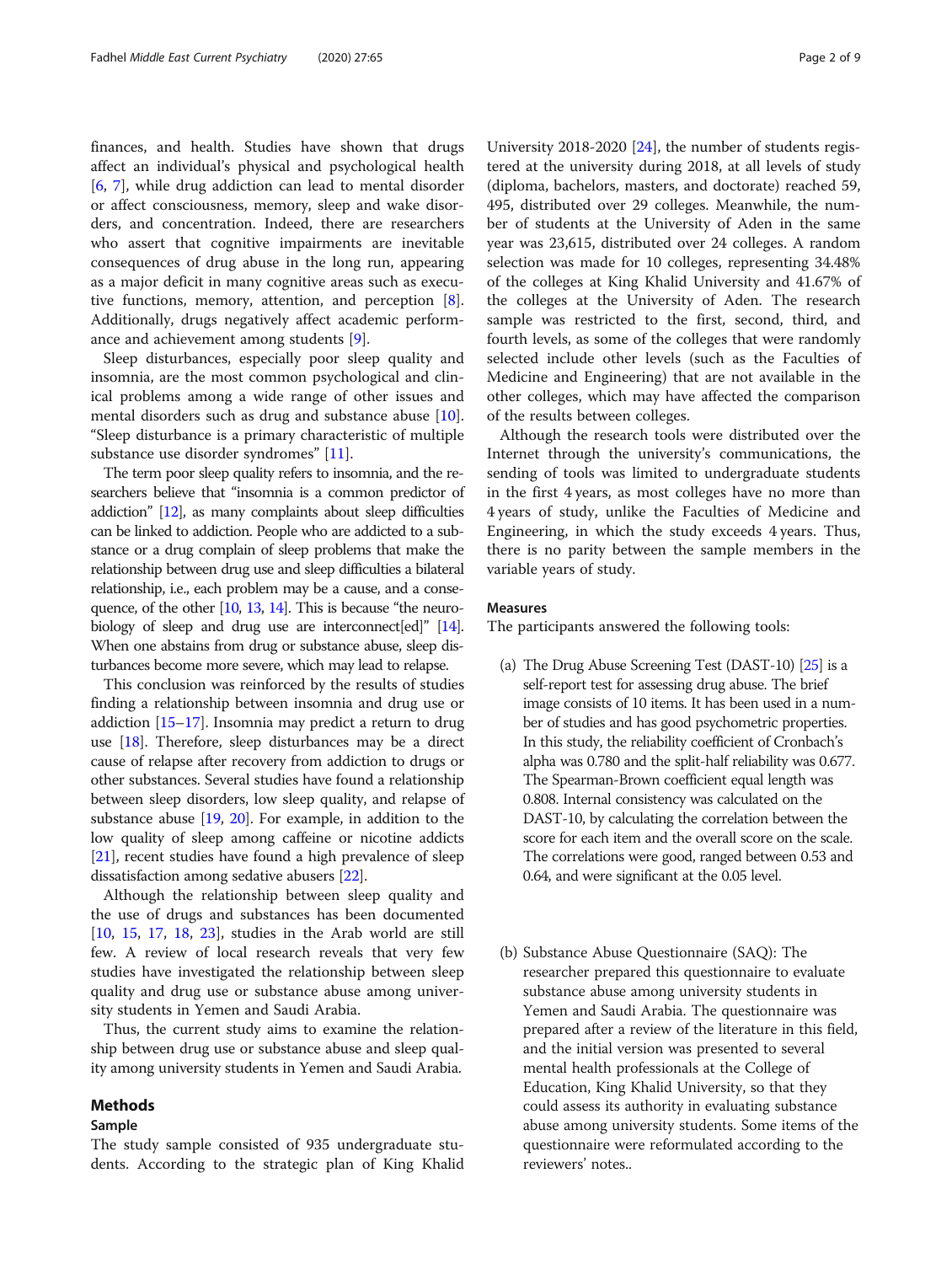finances, and health. Studies have shown that drugs affect an individual's physical and psychological health [6, 7], while drug addiction can lead to mental disorder or affect consciousness, memory, sleep and wake disorders, and concentration. Indeed, there are researchers who assert that cognitive impairments are inevitable consequences of drug abuse in the long run, appearing as a major deficit in many cognitive areas such as executive functions, memory, attention, and perception [8]. Additionally, drugs negatively affect academic performance and achievement among students [9].

Sleep disturbances, especially poor sleep quality and insomnia, are the most common psychological and clinical problems among a wide range of other issues and mental disorders such as drug and substance abuse [10]. "Sleep disturbance is a primary characteristic of multiple substance use disorder syndromes" [11].

The term poor sleep quality refers to insomnia, and the researchers believe that "insomnia is a common predictor of addiction" [12], as many complaints about sleep difficulties can be linked to addiction. People who are addicted to a substance or a drug complain of sleep problems that make the relationship between drug use and sleep difficulties a bilateral relationship, i.e., each problem may be a cause, and a consequence, of the other [10, 13, 14]. This is because "the neurobiology of sleep and drug use are interconnect[ed]" [14]. When one abstains from drug or substance abuse, sleep disturbances become more severe, which may lead to relapse.

This conclusion was reinforced by the results of studies finding a relationship between insomnia and drug use or addiction [15–17]. Insomnia may predict a return to drug use [18]. Therefore, sleep disturbances may be a direct cause of relapse after recovery from addiction to drugs or other substances. Several studies have found a relationship between sleep disorders, low sleep quality, and relapse of substance abuse [19, 20]. For example, in addition to the low quality of sleep among caffeine or nicotine addicts [21], recent studies have found a high prevalence of sleep dissatisfaction among sedative abusers [22].

Although the relationship between sleep quality and the use of drugs and substances has been documented [10, 15, 17, 18, 23], studies in the Arab world are still few. A review of local research reveals that very few studies have investigated the relationship between sleep quality and drug use or substance abuse among university students in Yemen and Saudi Arabia.

Thus, the current study aims to examine the relationship between drug use or substance abuse and sleep quality among university students in Yemen and Saudi Arabia.

## Methods

### Sample

The study sample consisted of 935 undergraduate students. According to the strategic plan of King Khalid University 2018-2020 [24], the number of students registered at the university during 2018, at all levels of study (diploma, bachelors, masters, and doctorate) reached 59, 495, distributed over 29 colleges. Meanwhile, the number of students at the University of Aden in the same year was 23,615, distributed over 24 colleges. A random selection was made for 10 colleges, representing 34.48% of the colleges at King Khalid University and 41.67% of the colleges at the University of Aden. The research sample was restricted to the first, second, third, and fourth levels, as some of the colleges that were randomly selected include other levels (such as the Faculties of Medicine and Engineering) that are not available in the other colleges, which may have affected the comparison of the results between colleges.

Although the research tools were distributed over the Internet through the university's communications, the sending of tools was limited to undergraduate students in the first 4 years, as most colleges have no more than 4 years of study, unlike the Faculties of Medicine and Engineering, in which the study exceeds 4 years. Thus, there is no parity between the sample members in the variable years of study.

### Measures

The participants answered the following tools:

(a) The Drug Abuse Screening Test (DAST-10) [25] is a self-report test for assessing drug abuse. The brief image consists of 10 items. It has been used in a number of studies and has good psychometric properties. In this study, the reliability coefficient of Cronbach's alpha was 0.780 and the split-half reliability was 0.677. The Spearman-Brown coefficient equal length was 0.808. Internal consistency was calculated on the DAST-10, by calculating the correlation between the score for each item and the overall score on the scale. The correlations were good, ranged between 0.53 and 0.64, and were significant at the 0.05 level.

(b) Substance Abuse Questionnaire (SAQ): The researcher prepared this questionnaire to evaluate substance abuse among university students in Yemen and Saudi Arabia. The questionnaire was prepared after a review of the literature in this field, and the initial version was presented to several mental health professionals at the College of Education, King Khalid University, so that they could assess its authority in evaluating substance abuse among university students. Some items of the questionnaire were reformulated according to the reviewers' notes..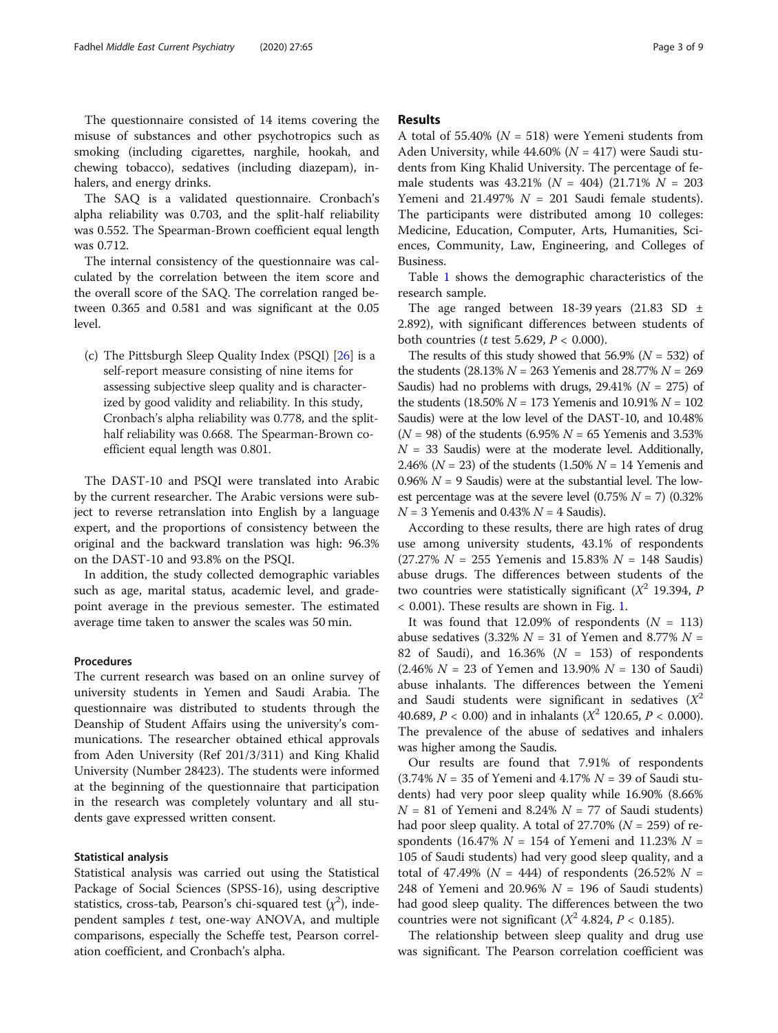The questionnaire consisted of 14 items covering the misuse of substances and other psychotropics such as smoking (including cigarettes, narghile, hookah, and chewing tobacco), sedatives (including diazepam), inhalers, and energy drinks.

The SAQ is a validated questionnaire. Cronbach's alpha reliability was 0.703, and the split-half reliability was 0.552. The Spearman-Brown coefficient equal length was 0.712.

The internal consistency of the questionnaire was calculated by the correlation between the item score and the overall score of the SAQ. The correlation ranged between 0.365 and 0.581 and was significant at the 0.05 level.

(c) The Pittsburgh Sleep Quality Index (PSQI) [26] is a self-report measure consisting of nine items for assessing subjective sleep quality and is characterized by good validity and reliability. In this study, Cronbach's alpha reliability was 0.778, and the split-half reliability was 0.668. The Spearman-Brown coefficient equal length was 0.801.

The DAST-10 and PSQI were translated into Arabic by the current researcher. The Arabic versions were subject to reverse retranslation into English by a language expert, and the proportions of consistency between the original and the backward translation was high: 96.3% on the DAST-10 and 93.8% on the PSQI.

In addition, the study collected demographic variables such as age, marital status, academic level, and grade-point average in the previous semester. The estimated average time taken to answer the scales was 50 min.

### Procedures

The current research was based on an online survey of university students in Yemen and Saudi Arabia. The questionnaire was distributed to students through the Deanship of Student Affairs using the university's communications. The researcher obtained ethical approvals from Aden University (Ref 201/3/311) and King Khalid University (Number 28423). The students were informed at the beginning of the questionnaire that participation in the research was completely voluntary and all students gave expressed written consent.

### Statistical analysis

Statistical analysis was carried out using the Statistical Package of Social Sciences (SPSS-16), using descriptive statistics, cross-tab, Pearson's chi-squared test ($\chi^2$), independent samples $t$ test, one-way ANOVA, and multiple comparisons, especially the Scheffe test, Pearson correlation coefficient, and Cronbach's alpha.

## Results

A total of 55.40% ($N$ = 518) were Yemeni students from Aden University, while 44.60% ($N$ = 417) were Saudi students from King Khalid University. The percentage of female students was 43.21% ($N$ = 404) (21.71% $N$ = 203 Yemeni and 21.497% $N$ = 201 Saudi female students). The participants were distributed among 10 colleges: Medicine, Education, Computer, Arts, Humanities, Sciences, Community, Law, Engineering, and Colleges of Business.

Table 1 shows the demographic characteristics of the research sample.

The age ranged between 18-39 years (21.83 SD ± 2.892), with significant differences between students of both countries ($t$ test 5.629, $P$ < 0.000).

The results of this study showed that 56.9% ($N$ = 532) of the students (28.13% $N$ = 263 Yemenis and 28.77% $N$ = 269 Saudis) had no problems with drugs, 29.41% ($N$ = 275) of the students (18.50% $N$ = 173 Yemenis and 10.91% $N$ = 102 Saudis) were at the low level of the DAST-10, and 10.48% ($N$ = 98) of the students (6.95% $N$ = 65 Yemenis and 3.53% $N$ = 33 Saudis) were at the moderate level. Additionally, 2.46% ($N$ = 23) of the students (1.50% $N$ = 14 Yemenis and 0.96% $N$ = 9 Saudis) were at the substantial level. The lowest percentage was at the severe level (0.75% $N$ = 7) (0.32% $N$ = 3 Yemenis and 0.43% $N$ = 4 Saudis).

According to these results, there are high rates of drug use among university students, 43.1% of respondents (27.27% $N$ = 255 Yemenis and 15.83% $N$ = 148 Saudis) abuse drugs. The differences between students of the two countries were statistically significant ($X^2$ 19.394, $P$ < 0.001). These results are shown in Fig. 1.

It was found that 12.09% of respondents ($N$ = 113) abuse sedatives (3.32% $N$ = 31 of Yemen and 8.77% $N$ = 82 of Saudi), and 16.36% ($N$ = 153) of respondents (2.46% $N$ = 23 of Yemen and 13.90% $N$ = 130 of Saudi) abuse inhalants. The differences between the Yemeni and Saudi students were significant in sedatives ($X^2$ 40.689, $P$ < 0.00) and in inhalants ($X^2$ 120.65, $P$ < 0.000). The prevalence of the abuse of sedatives and inhalers was higher among the Saudis.

Our results are found that 7.91% of respondents (3.74% $N$ = 35 of Yemeni and 4.17% $N$ = 39 of Saudi students) had very poor sleep quality while 16.90% (8.66% $N$ = 81 of Yemeni and 8.24% $N$ = 77 of Saudi students) had poor sleep quality. A total of 27.70% ($N$ = 259) of respondents (16.47% $N$ = 154 of Yemeni and 11.23% $N$ = 105 of Saudi students) had very good sleep quality, and a total of 47.49% ($N$ = 444) of respondents (26.52% $N$ = 248 of Yemeni and 20.96% $N$ = 196 of Saudi students) had good sleep quality. The differences between the two countries were not significant ($X^2$ 4.824, $P$ < 0.185).

The relationship between sleep quality and drug use was significant. The Pearson correlation coefficient was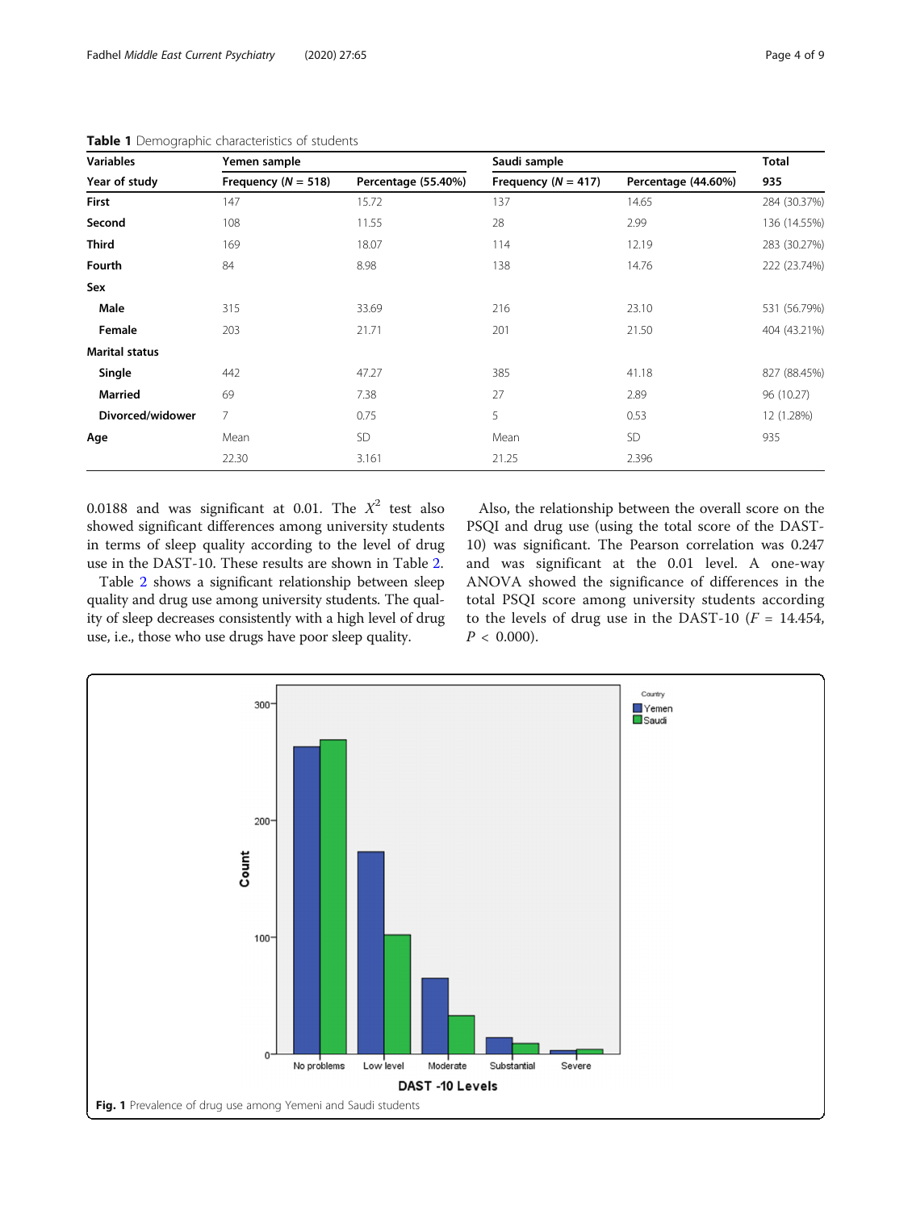**Table 1** Demographic characteristics of students

| Variables | Yemen sample | | Saudi sample | | Total |
|---|---|---|---|---|---|
| Year of study | Frequency ($N$ = 518) | Percentage (55.40%) | Frequency ($N$ = 417) | Percentage (44.60%) | 935 |
| **First** | 147 | 15.72 | 137 | 14.65 | 284 (30.37%) |
| **Second** | 108 | 11.55 | 28 | 2.99 | 136 (14.55%) |
| **Third** | 169 | 18.07 | 114 | 12.19 | 283 (30.27%) |
| **Fourth** | 84 | 8.98 | 138 | 14.76 | 222 (23.74%) |
| **Sex** | | | | | |
| **Male** | 315 | 33.69 | 216 | 23.10 | 531 (56.79%) |
| **Female** | 203 | 21.71 | 201 | 21.50 | 404 (43.21%) |
| **Marital status** | | | | | |
| **Single** | 442 | 47.27 | 385 | 41.18 | 827 (88.45%) |
| **Married** | 69 | 7.38 | 27 | 2.89 | 96 (10.27) |
| **Divorced/widower** | 7 | 0.75 | 5 | 0.53 | 12 (1.28%) |
| **Age** | Mean | SD | Mean | SD | 935 |
| | 22.30 | 3.161 | 21.25 | 2.396 | |

0.0188 and was significant at 0.01. The $X^2$ test also showed significant differences among university students in terms of sleep quality according to the level of drug use in the DAST-10. These results are shown in Table 2.

Table 2 shows a significant relationship between sleep quality and drug use among university students. The quality of sleep decreases consistently with a high level of drug use, i.e., those who use drugs have poor sleep quality.

Also, the relationship between the overall score on the PSQI and drug use (using the total score of the DAST-10) was significant. The Pearson correlation was 0.247 and was significant at the 0.01 level. A one-way ANOVA showed the significance of differences in the total PSQI score among university students according to the levels of drug use in the DAST-10 ($F$ = 14.454, $P$ < 0.000).

**Fig. 1** Prevalence of drug use among Yemeni and Saudi students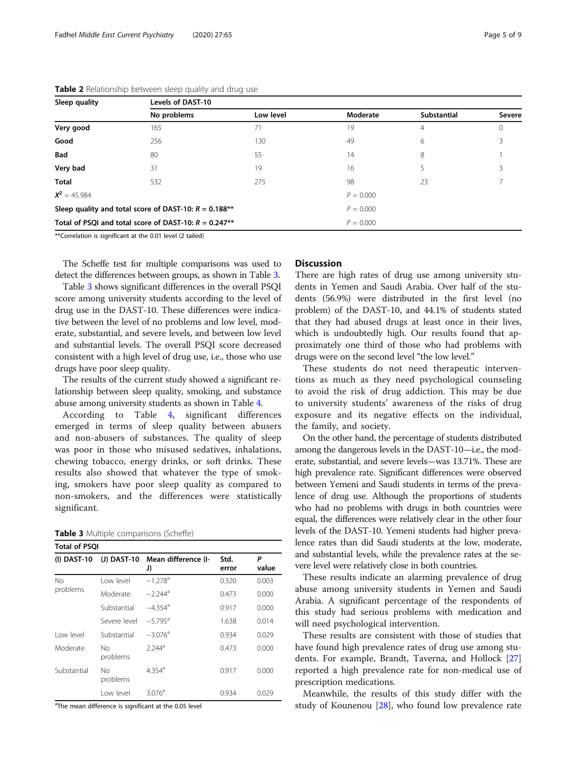**Table 2** Relationship between sleep quality and drug use

| Sleep quality | Levels of DAST-10 | | | | |
|---|---|---|---|---|---|
| | No problems | Low level | Moderate | Substantial | Severe |
| **Very good** | 165 | 71 | 19 | 4 | 0 |
| **Good** | 256 | 130 | 49 | 6 | 3 |
| **Bad** | 80 | 55 | 14 | 8 | 1 |
| **Very bad** | 31 | 19 | 16 | 5 | 3 |
| **Total** | 532 | 275 | 98 | 23 | 7 |
| $X^2$ = 45.984 | | | $P$ = 0.000 | | |
| **Sleep quality and total score of DAST-10: $R$ = 0.188**** | | | $P$ = 0.000 | | |
| **Total of PSQI and total score of DAST-10: $R$ = 0.247**** | | | $P$ = 0.000 | | |

**Correlation is significant at the 0.01 level (2 tailed)

The Scheffe test for multiple comparisons was used to detect the differences between groups, as shown in Table 3.

Table 3 shows significant differences in the overall PSQI score among university students according to the level of drug use in the DAST-10. These differences were indicative between the level of no problems and low level, moderate, substantial, and severe levels, and between low level and substantial levels. The overall PSQI score decreased consistent with a high level of drug use, i.e., those who use drugs have poor sleep quality.

The results of the current study showed a significant relationship between sleep quality, smoking, and substance abuse among university students as shown in Table 4.

According to Table 4, significant differences emerged in terms of sleep quality between abusers and non-abusers of substances. The quality of sleep was poor in those who misused sedatives, inhalations, chewing tobacco, energy drinks, or soft drinks. These results also showed that whatever the type of smoking, smokers have poor sleep quality as compared to non-smokers, and the differences were statistically significant.

**Table 3** Multiple comparisons (Scheffe)

| Total of PSQI | | | | |
|---|---|---|---|---|
| (I) DAST-10 | (J) DAST-10 | Mean difference (I-J) | Std. error | P value |
| No problems | Low level | −1.278[a] | 0.320 | 0.003 |
| | Moderate | −2.244[a] | 0.473 | 0.000 |
| | Substantial | −4.354[a] | 0.917 | 0.000 |
| | Severe level | −5.795[a] | 1.638 | 0.014 |
| Low level | Substantial | −3.076[a] | 0.934 | 0.029 |
| Moderate | No problems | 2.244[a] | 0.473 | 0.000 |
| Substantial | No problems | 4.354[a] | 0.917 | 0.000 |
| | Low level | 3.076[a] | 0.934 | 0.029 |

[a]The mean difference is significant at the 0.05 level

## Discussion

There are high rates of drug use among university students in Yemen and Saudi Arabia. Over half of the students (56.9%) were distributed in the first level (no problem) of the DAST-10, and 44.1% of students stated that they had abused drugs at least once in their lives, which is undoubtedly high. Our results found that approximately one third of those who had problems with drugs were on the second level "the low level."

These students do not need therapeutic interventions as much as they need psychological counseling to avoid the risk of drug addiction. This may be due to university students' awareness of the risks of drug exposure and its negative effects on the individual, the family, and society.

On the other hand, the percentage of students distributed among the dangerous levels in the DAST-10—i.e., the moderate, substantial, and severe levels—was 13.71%. These are high prevalence rate. Significant differences were observed between Yemeni and Saudi students in terms of the prevalence of drug use. Although the proportions of students who had no problems with drugs in both countries were equal, the differences were relatively clear in the other four levels of the DAST-10. Yemeni students had higher prevalence rates than did Saudi students at the low, moderate, and substantial levels, while the prevalence rates at the severe level were relatively close in both countries.

These results indicate an alarming prevalence of drug abuse among university students in Yemen and Saudi Arabia. A significant percentage of the respondents of this study had serious problems with medication and will need psychological intervention.

These results are consistent with those of studies that have found high prevalence rates of drug use among students. For example, Brandt, Taverna, and Hollock [27] reported a high prevalence rate for non-medical use of prescription medications.

Meanwhile, the results of this study differ with the study of Kounenou [28], who found low prevalence rate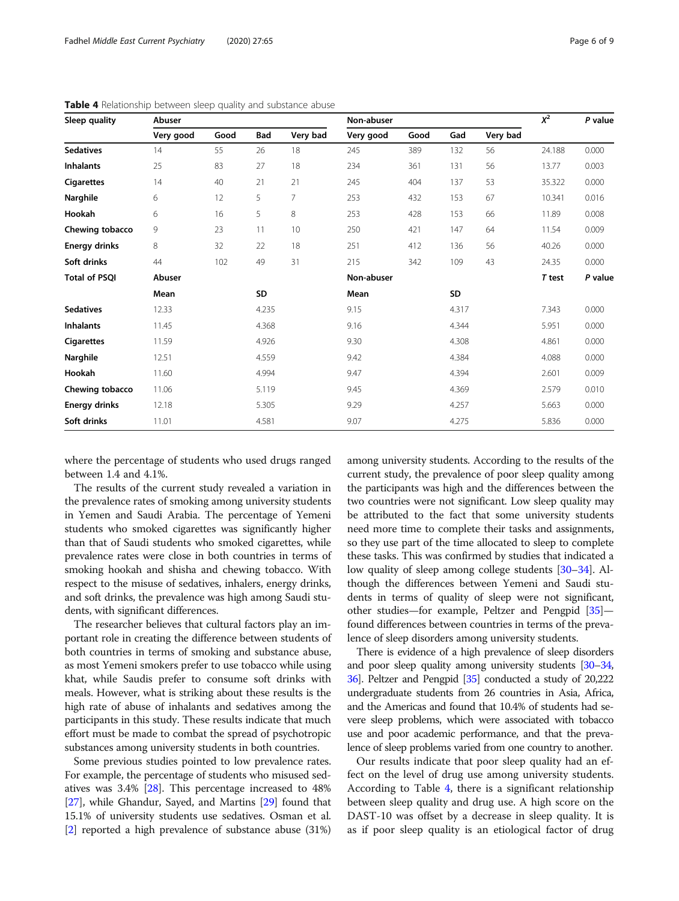**Table 4** Relationship between sleep quality and substance abuse

| Sleep quality | Abuser | | | | Non-abuser | | | | $X^2$ | P value |
|---|---|---|---|---|---|---|---|---|---|---|
| | Very good | Good | Bad | Very bad | Very good | Good | Gad | Very bad | | |
| **Sedatives** | 14 | 55 | 26 | 18 | 245 | 389 | 132 | 56 | 24.188 | 0.000 |
| **Inhalants** | 25 | 83 | 27 | 18 | 234 | 361 | 131 | 56 | 13.77 | 0.003 |
| **Cigarettes** | 14 | 40 | 21 | 21 | 245 | 404 | 137 | 53 | 35.322 | 0.000 |
| **Narghile** | 6 | 12 | 5 | 7 | 253 | 432 | 153 | 67 | 10.341 | 0.016 |
| **Hookah** | 6 | 16 | 5 | 8 | 253 | 428 | 153 | 66 | 11.89 | 0.008 |
| **Chewing tobacco** | 9 | 23 | 11 | 10 | 250 | 421 | 147 | 64 | 11.54 | 0.009 |
| **Energy drinks** | 8 | 32 | 22 | 18 | 251 | 412 | 136 | 56 | 40.26 | 0.000 |
| **Soft drinks** | 44 | 102 | 49 | 31 | 215 | 342 | 109 | 43 | 24.35 | 0.000 |
| **Total of PSQI** | **Abuser** | | | | **Non-abuser** | | | | ***T* test** | ***P* value** |
| | **Mean** | | **SD** | | **Mean** | | **SD** | | | |
| **Sedatives** | 12.33 | | 4.235 | | 9.15 | | 4.317 | | 7.343 | 0.000 |
| **Inhalants** | 11.45 | | 4.368 | | 9.16 | | 4.344 | | 5.951 | 0.000 |
| **Cigarettes** | 11.59 | | 4.926 | | 9.30 | | 4.308 | | 4.861 | 0.000 |
| **Narghile** | 12.51 | | 4.559 | | 9.42 | | 4.384 | | 4.088 | 0.000 |
| **Hookah** | 11.60 | | 4.994 | | 9.47 | | 4.394 | | 2.601 | 0.009 |
| **Chewing tobacco** | 11.06 | | 5.119 | | 9.45 | | 4.369 | | 2.579 | 0.010 |
| **Energy drinks** | 12.18 | | 5.305 | | 9.29 | | 4.257 | | 5.663 | 0.000 |
| **Soft drinks** | 11.01 | | 4.581 | | 9.07 | | 4.275 | | 5.836 | 0.000 |

where the percentage of students who used drugs ranged between 1.4 and 4.1%.

The results of the current study revealed a variation in the prevalence rates of smoking among university students in Yemen and Saudi Arabia. The percentage of Yemeni students who smoked cigarettes was significantly higher than that of Saudi students who smoked cigarettes, while prevalence rates were close in both countries in terms of smoking hookah and shisha and chewing tobacco. With respect to the misuse of sedatives, inhalers, energy drinks, and soft drinks, the prevalence was high among Saudi students, with significant differences.

The researcher believes that cultural factors play an important role in creating the difference between students of both countries in terms of smoking and substance abuse, as most Yemeni smokers prefer to use tobacco while using khat, while Saudis prefer to consume soft drinks with meals. However, what is striking about these results is the high rate of abuse of inhalants and sedatives among the participants in this study. These results indicate that much effort must be made to combat the spread of psychotropic substances among university students in both countries.

Some previous studies pointed to low prevalence rates. For example, the percentage of students who misused sedatives was 3.4% [28]. This percentage increased to 48% [27], while Ghandur, Sayed, and Martins [29] found that 15.1% of university students use sedatives. Osman et al. [2] reported a high prevalence of substance abuse (31%) among university students. According to the results of the current study, the prevalence of poor sleep quality among the participants was high and the differences between the two countries were not significant. Low sleep quality may be attributed to the fact that some university students need more time to complete their tasks and assignments, so they use part of the time allocated to sleep to complete these tasks. This was confirmed by studies that indicated a low quality of sleep among college students [30–34]. Although the differences between Yemeni and Saudi students in terms of quality of sleep were not significant, other studies—for example, Peltzer and Pengpid [35]—found differences between countries in terms of the prevalence of sleep disorders among university students.

There is evidence of a high prevalence of sleep disorders and poor sleep quality among university students [30–34, 36]. Peltzer and Pengpid [35] conducted a study of 20,222 undergraduate students from 26 countries in Asia, Africa, and the Americas and found that 10.4% of students had severe sleep problems, which were associated with tobacco use and poor academic performance, and that the prevalence of sleep problems varied from one country to another.

Our results indicate that poor sleep quality had an effect on the level of drug use among university students. According to Table 4, there is a significant relationship between sleep quality and drug use. A high score on the DAST-10 was offset by a decrease in sleep quality. It is as if poor sleep quality is an etiological factor of drug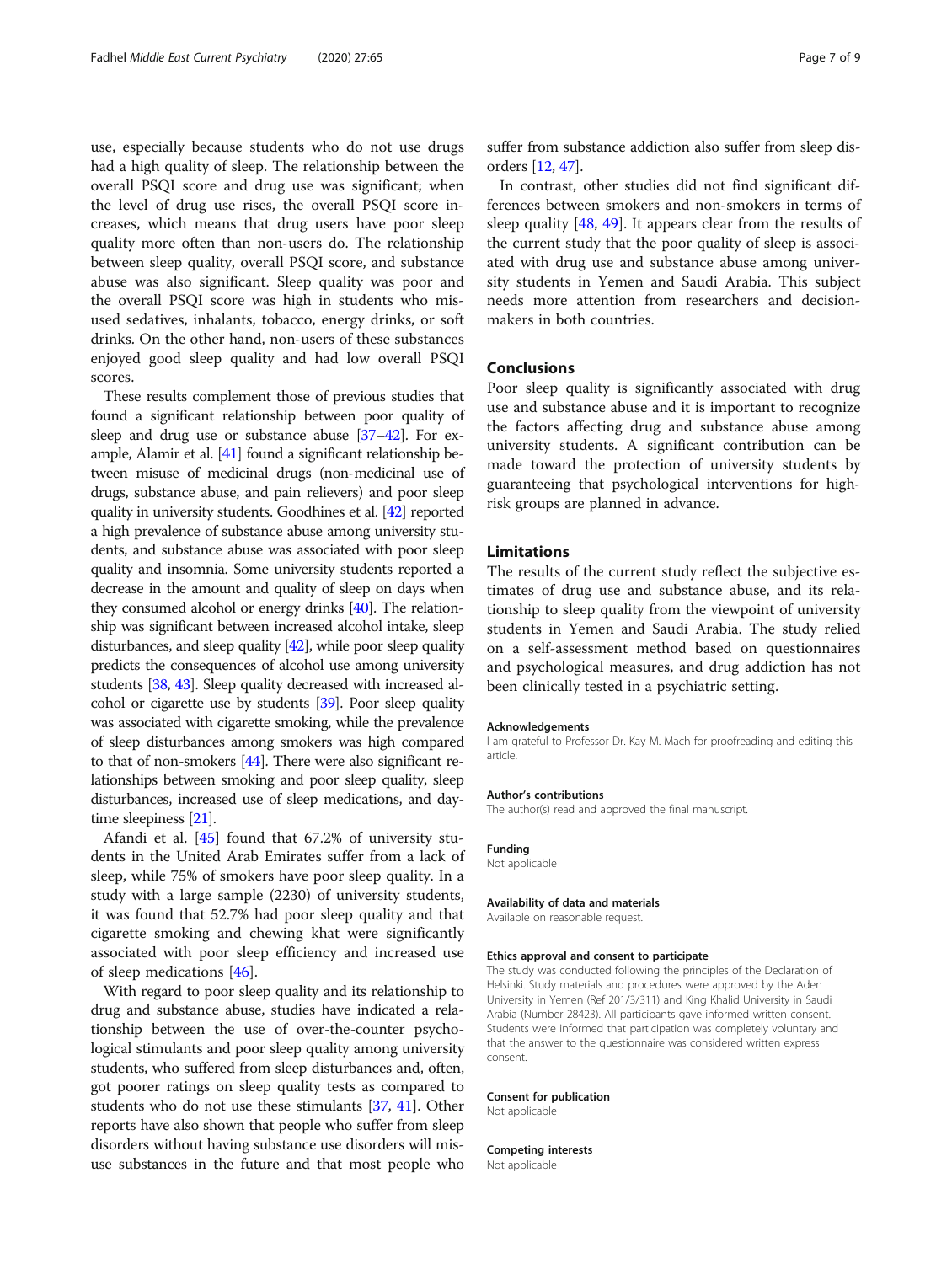use, especially because students who do not use drugs had a high quality of sleep. The relationship between the overall PSQI score and drug use was significant; when the level of drug use rises, the overall PSQI score increases, which means that drug users have poor sleep quality more often than non-users do. The relationship between sleep quality, overall PSQI score, and substance abuse was also significant. Sleep quality was poor and the overall PSQI score was high in students who misused sedatives, inhalants, tobacco, energy drinks, or soft drinks. On the other hand, non-users of these substances enjoyed good sleep quality and had low overall PSQI scores.

These results complement those of previous studies that found a significant relationship between poor quality of sleep and drug use or substance abuse [37–42]. For example, Alamir et al. [41] found a significant relationship between misuse of medicinal drugs (non-medicinal use of drugs, substance abuse, and pain relievers) and poor sleep quality in university students. Goodhines et al. [42] reported a high prevalence of substance abuse among university students, and substance abuse was associated with poor sleep quality and insomnia. Some university students reported a decrease in the amount and quality of sleep on days when they consumed alcohol or energy drinks [40]. The relationship was significant between increased alcohol intake, sleep disturbances, and sleep quality [42], while poor sleep quality predicts the consequences of alcohol use among university students [38, 43]. Sleep quality decreased with increased alcohol or cigarette use by students [39]. Poor sleep quality was associated with cigarette smoking, while the prevalence of sleep disturbances among smokers was high compared to that of non-smokers [44]. There were also significant relationships between smoking and poor sleep quality, sleep disturbances, increased use of sleep medications, and daytime sleepiness [21].

Afandi et al. [45] found that 67.2% of university students in the United Arab Emirates suffer from a lack of sleep, while 75% of smokers have poor sleep quality. In a study with a large sample (2230) of university students, it was found that 52.7% had poor sleep quality and that cigarette smoking and chewing khat were significantly associated with poor sleep efficiency and increased use of sleep medications [46].

With regard to poor sleep quality and its relationship to drug and substance abuse, studies have indicated a relationship between the use of over-the-counter psychological stimulants and poor sleep quality among university students, who suffered from sleep disturbances and, often, got poorer ratings on sleep quality tests as compared to students who do not use these stimulants [37, 41]. Other reports have also shown that people who suffer from sleep disorders without having substance use disorders will misuse substances in the future and that most people who suffer from substance addiction also suffer from sleep disorders [12, 47].

In contrast, other studies did not find significant differences between smokers and non-smokers in terms of sleep quality [48, 49]. It appears clear from the results of the current study that the poor quality of sleep is associated with drug use and substance abuse among university students in Yemen and Saudi Arabia. This subject needs more attention from researchers and decision-makers in both countries.

## Conclusions

Poor sleep quality is significantly associated with drug use and substance abuse and it is important to recognize the factors affecting drug and substance abuse among university students. A significant contribution can be made toward the protection of university students by guaranteeing that psychological interventions for high-risk groups are planned in advance.

## Limitations

The results of the current study reflect the subjective estimates of drug use and substance abuse, and its relationship to sleep quality from the viewpoint of university students in Yemen and Saudi Arabia. The study relied on a self-assessment method based on questionnaires and psychological measures, and drug addiction has not been clinically tested in a psychiatric setting.

#### Acknowledgements

I am grateful to Professor Dr. Kay M. Mach for proofreading and editing this article.

#### Author's contributions

The author(s) read and approved the final manuscript.

#### Funding

Not applicable

#### Availability of data and materials

Available on reasonable request.

#### Ethics approval and consent to participate

The study was conducted following the principles of the Declaration of Helsinki. Study materials and procedures were approved by the Aden University in Yemen (Ref 201/3/311) and King Khalid University in Saudi Arabia (Number 28423). All participants gave informed written consent. Students were informed that participation was completely voluntary and that the answer to the questionnaire was considered written express consent.

#### Consent for publication

Not applicable

#### Competing interests

Not applicable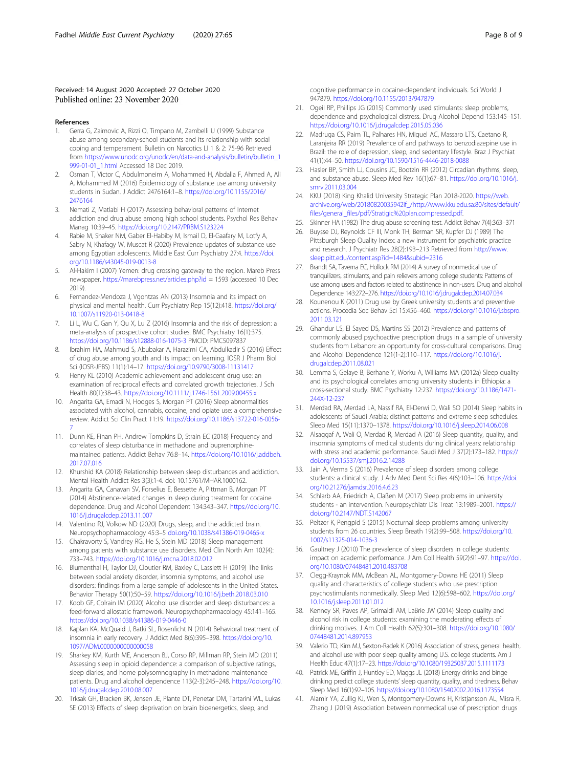Received: 14 August 2020 Accepted: 27 October 2020
Published online: 23 November 2020

## References

1. Gerra G, Zaimovic A, Rizzi O, Timpano M, Zambelli U (1999) Substance abuse among secondary-school students and its relationship with social coping and temperament. Bulletin on Narcotics LI 1 & 2: 75-96 Retrieved from https://www.unodc.org/unodc/en/data-and-analysis/bulletin/bulletin_1999-01-01_1.html Accessed 18 Dec 2019.
2. Osman T, Victor C, Abdulmoneim A, Mohammed H, Abdalla F, Ahmed A, Ali A, Mohammed M (2016) Epidemiology of substance use among university students in Sudan. J Addict 2476164:1–8. https://doi.org/10.1155/2016/2476164
3. Nemati Z, Matlabi H (2017) Assessing behavioral patterns of Internet addiction and drug abuse among high school students. Psychol Res Behav Manag 10:39–45. https://doi.org/10.2147/PRBM.S123224
4. Rabie M, Shaker NM, Gaber El-Habiby M, Ismail D, El-Gaafary M, Lotfy A, Sabry N, Khafagy W, Muscat R (2020) Prevalence updates of substance use among Egyptian adolescents. Middle East Curr Psychiatry 27:4. https://doi.org/10.1186/s43045-019-0013-8
5. Al-Hakim I (2007) Yemen: drug crossing gateway to the region. Mareb Press newspaper. https://marebpress.net/articles.php?id = 1593 (accessed 10 Dec 2019).
6. Fernandez-Mendoza J, Vgontzas AN (2013) Insomnia and its impact on physical and mental health. Curr Psychiatry Rep 15(12):418. https://doi.org/10.1007/s11920-013-0418-8
7. Li L, Wu C, Gan Y, Qu X, Lu Z (2016) Insomnia and the risk of depression: a meta-analysis of prospective cohort studies. BMC Psychiatry 16(1):375. https://doi.org/10.1186/s12888-016-1075-3 PMCID: PMC5097837
8. Ibrahim HA, Mahmud S, Abubakar A, Harazimi CA, Abdulkadir S (2016) Effect of drug abuse among youth and its impact on learning. IOSR J Pharm Biol Sci (IOSR-JPBS) 11(1):14–17. https://doi.org/10.9790/3008-11131417
9. Henry KL (2010) Academic achievement and adolescent drug use: an examination of reciprocal effects and correlated growth trajectories. J Sch Health 80(1):38–43. https://doi.org/10.1111/j.1746-1561.2009.00455.x
10. Angarita GA, Emadi N, Hodges S, Morgan PT (2016) Sleep abnormalities associated with alcohol, cannabis, cocaine, and opiate use: a comprehensive review. Addict Sci Clin Pract 11:19. https://doi.org/10.1186/s13722-016-0056-7
11. Dunn KE, Finan PH, Andrew Tompkins D, Strain EC (2018) Frequency and correlates of sleep disturbance in methadone and buprenorphine-maintained patients. Addict Behav 76:8–14. https://doi.org/10.1016/j.addbeh.2017.07.016
12. Khurshid KA (2018) Relationship between sleep disturbances and addiction. Mental Health Addict Res 3(3):1-4. doi: 10.15761/MHAR.1000162.
13. Angarita GA, Canavan SV, Forselius E, Bessette A, Pittman B, Morgan PT (2014) Abstinence-related changes in sleep during treatment for cocaine dependence. Drug and Alcohol Dependent 134:343–347. https://doi.org/10.1016/j.drugalcdep.2013.11.007
14. Valentino RJ, Volkow ND (2020) Drugs, sleep, and the addicted brain. Neuropsychopharmacology 45:3–5 doi.org/10.1038/s41386-019-0465-x
15. Chakravorty S, Vandrey RG, He S, Stein MD (2018) Sleep management among patients with substance use disorders. Med Clin North Am 102(4):733–743. https://doi.org/10.1016/j.mcna.2018.02.012
16. Blumenthal H, Taylor DJ, Cloutier RM, Baxley C, Lasslett H (2019) The links between social anxiety disorder, insomnia symptoms, and alcohol use disorders: findings from a large sample of adolescents in the United States. Behavior Therapy 50(1):50–59. https://doi.org/10.1016/j.beth.2018.03.010
17. Koob GF, Colrain IM (2020) Alcohol use disorder and sleep disturbances: a feed-forward allostatic framework. Neuropsychopharmacology 45:141–165. https://doi.org/10.1038/s41386-019-0446-0
18. Kaplan KA, McQuaid J, Batki SL, Rosenlicht N (2014) Behavioral treatment of insomnia in early recovery. J Addict Med 8(6):395–398. https://doi.org/10.1097/ADM.0000000000000058
19. Sharkey KM, Kurth ME, Anderson BJ, Corso RP, Millman RP, Stein MD (2011) Assessing sleep in opioid dependence: a comparison of subjective ratings, sleep diaries, and home polysomnography in methadone maintenance patients. Drug and alcohol dependence 113(2-3):245–248. https://doi.org/10.1016/j.drugalcdep.2010.08.007
20. Trksak GH, Bracken BK, Jensen JE, Plante DT, Penetar DM, Tartarini WL, Lukas SE (2013) Effects of sleep deprivation on brain bioenergetics, sleep, and cognitive performance in cocaine-dependent individuals. Sci World J 947879. https://doi.org/10.1155/2013/947879
21. Ogeil RP, Phillips JG (2015) Commonly used stimulants: sleep problems, dependence and psychological distress. Drug Alcohol Depend 153:145–151. https://doi.org/10.1016/j.drugalcdep.2015.05.036
22. Madruga CS, Paim TL, Palhares HN, Miguel AC, Massaro LTS, Caetano R, Laranjeira RR (2019) Prevalence of and pathways to benzodiazepine use in Brazil: the role of depression, sleep, and sedentary lifestyle. Braz J Psychiat 41(1):44–50. https://doi.org/10.1590/1516-4446-2018-0088
23. Hasler BP, Smith LJ, Cousins JC, Bootzin RR (2012) Circadian rhythms, sleep, and substance abuse. Sleep Med Rev 16(1):67–81. https://doi.org/10.1016/j.smrv.2011.03.004
24. KKU (2018) King Khalid University Strategic Plan 2018-2020. https://web.archive.org/web/20180820035942if_/http://www.kku.edu.sa:80/sites/default/files/general_files/pdf/Stratigic%20plan.compressed.pdf.
25. Skinner HA (1982) The drug abuse screening test. Addict Behav 7(4):363–371
26. Buysse DJ, Reynolds CF III, Monk TH, Berman SR, Kupfer DJ (1989) The Pittsburgh Sleep Quality Index: a new instrument for psychiatric practice and research. J Psychiatr Res 28(2):193–213 Retrieved from http://www.sleep.pitt.edu/content.asp?id=1484&subid=2316
27. Brandt SA, Taverna EC, Hollock RM (2014) A survey of nonmedical use of tranquilizers, stimulants, and pain relievers among college students: Patterns of use among users and factors related to abstinence in non-users. Drug and alcohol Dependence 143:272–276. https://doi.org/10.1016/j.drugalcdep.2014.07.034
28. Kounenou K (2011) Drug use by Greek university students and preventive actions. Procedia Soc Behav Sci 15:456–460. https://doi.org/10.1016/j.sbspro.2011.03.121
29. Ghandur LS, El Sayed DS, Martins SS (2012) Prevalence and patterns of commonly abused psychoactive prescription drugs in a sample of university students from Lebanon: an opportunity for cross-cultural comparisons. Drug and Alcohol Dependence 121(1-2):110–117. https://doi.org/10.1016/j.drugalcdep.2011.08.021
30. Lemma S, Gelaye B, Berhane Y, Worku A, Williams MA (2012a) Sleep quality and its psychological correlates among university students in Ethiopia: a cross-sectional study. BMC Psychiatry 12:237. https://doi.org/10.1186/1471-244X-12-237
31. Merdad RA, Merdad LA, Nassif RA, El-Derwi D, Wali SO (2014) Sleep habits in adolescents of Saudi Arabia; distinct patterns and extreme sleep schedules. Sleep Med 15(11):1370–1378. https://doi.org/10.1016/j.sleep.2014.06.008
32. Alsaggaf A, Wali O, Merdad R, Merdad A (2016) Sleep quantity, quality, and insomnia symptoms of medical students during clinical years: relationship with stress and academic performance. Saudi Med J 37(2):173–182. https://doi.org/10.15537/smj.2016.2.14288
33. Jain A, Verma S (2016) Prevalence of sleep disorders among college students: a clinical study. J Adv Med Dent Sci Res 4(6):103–106. https://doi.org/10.21276/jamdsr.2016.4.6.23
34. Schlarb AA, Friedrich A, Claßen M (2017) Sleep problems in university students - an intervention. Neuropsychiatr Dis Treat 13:1989–2001. https://doi.org/10.2147/NDT.S142067
35. Peltzer K, Pengpid S (2015) Nocturnal sleep problems among university students from 26 countries. Sleep Breath 19(2):99–508. https://doi.org/10.1007/s11325-014-1036-3
36. Gaultney J (2010) The prevalence of sleep disorders in college students: impact on academic performance. J Am Coll Health 59(2):91–97. https://doi.org/10.1080/07448481.2010.483708
37. Clegg-Kraynok MM, McBean AL, Montgomery-Downs HE (2011) Sleep quality and characteristics of college students who use prescription psychostimulants nonmedically. Sleep Med 12(6):598–602. https://doi.org/10.1016/j.sleep.2011.01.012
38. Kenney SR, Paves AP, Grimaldi AM, LaBrie JW (2014) Sleep quality and alcohol risk in college students: examining the moderating effects of drinking motives. J Am Coll Health 62(5):301–308. https://doi.org/10.1080/07448481.2014.897953
39. Valerio TD, Kim MJ, Sexton-Radek K (2016) Association of stress, general health, and alcohol use with poor sleep quality among U.S. college students. Am J Health Educ 47(1):17–23. https://doi.org/10.1080/19325037.2015.1111173
40. Patrick ME, Griffin J, Huntley ED, Maggs JL (2018) Energy drinks and binge drinking predict college students' sleep quantity, quality, and tiredness. Behav Sleep Med 16(1):92–105. https://doi.org/10.1080/15402002.2016.1173554
41. Alamir YA, Zullig KJ, Wen S, Montgomery-Downs H, Kristjansson AL, Misra R, Zhang J (2019) Association between nonmedical use of prescription drugs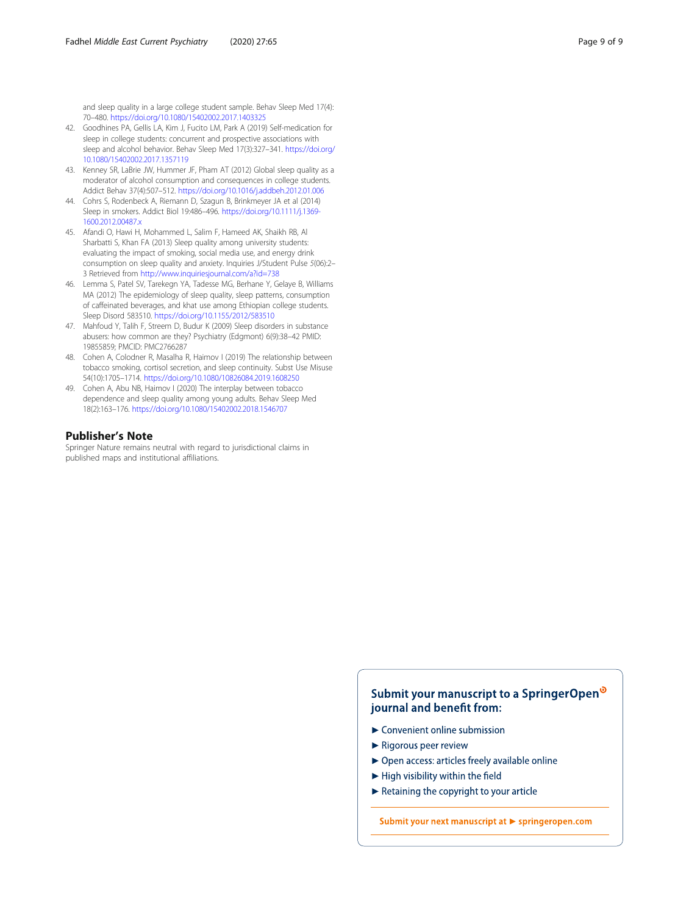and sleep quality in a large college student sample. Behav Sleep Med 17(4): 70–480. https://doi.org/10.1080/15402002.2017.1403325

42. Goodhines PA, Gellis LA, Kim J, Fucito LM, Park A (2019) Self-medication for sleep in college students: concurrent and prospective associations with sleep and alcohol behavior. Behav Sleep Med 17(3):327–341. https://doi.org/10.1080/15402002.2017.1357119
43. Kenney SR, LaBrie JW, Hummer JF, Pham AT (2012) Global sleep quality as a moderator of alcohol consumption and consequences in college students. Addict Behav 37(4):507–512. https://doi.org/10.1016/j.addbeh.2012.01.006
44. Cohrs S, Rodenbeck A, Riemann D, Szagun B, Brinkmeyer JA et al (2014) Sleep in smokers. Addict Biol 19:486–496. https://doi.org/10.1111/j.1369-1600.2012.00487.x
45. Afandi O, Hawi H, Mohammed L, Salim F, Hameed AK, Shaikh RB, Al Sharbatti S, Khan FA (2013) Sleep quality among university students: evaluating the impact of smoking, social media use, and energy drink consumption on sleep quality and anxiety. Inquiries J/Student Pulse 5(06):2–3 Retrieved from http://www.inquiriesjournal.com/a?id=738
46. Lemma S, Patel SV, Tarekegn YA, Tadesse MG, Berhane Y, Gelaye B, Williams MA (2012) The epidemiology of sleep quality, sleep patterns, consumption of caffeinated beverages, and khat use among Ethiopian college students. Sleep Disord 583510. https://doi.org/10.1155/2012/583510
47. Mahfoud Y, Talih F, Streem D, Budur K (2009) Sleep disorders in substance abusers: how common are they? Psychiatry (Edgmont) 6(9):38–42 PMID: 19855859; PMCID: PMC2766287
48. Cohen A, Colodner R, Masalha R, Haimov I (2019) The relationship between tobacco smoking, cortisol secretion, and sleep continuity. Subst Use Misuse 54(10):1705–1714. https://doi.org/10.1080/10826084.2019.1608250
49. Cohen A, Abu NB, Haimov I (2020) The interplay between tobacco dependence and sleep quality among young adults. Behav Sleep Med 18(2):163–176. https://doi.org/10.1080/15402002.2018.1546707

## Publisher's Note

Springer Nature remains neutral with regard to jurisdictional claims in published maps and institutional affiliations.

**Submit your manuscript to a SpringerOpen journal and benefit from:**

- ► Convenient online submission
- ► Rigorous peer review
- ► Open access: articles freely available online
- ► High visibility within the field
- ► Retaining the copyright to your article

**Submit your next manuscript at ► springeropen.com**